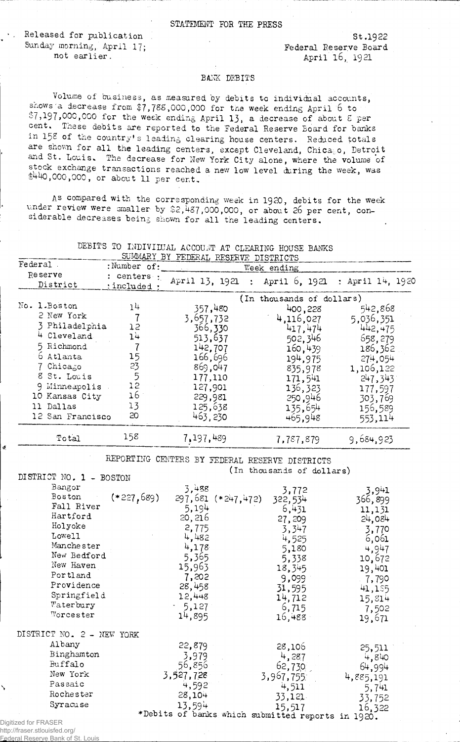STATEMENT FOR THE PRESS

Released for publication Sunday morning, April 17; not earlier.

St.1922
Federal Reserve Board
April 16, 1921

## BANK DEBITS

Volume of business, as measured by debits to individual accounts, shows a decrease from $7,788,000,000 for the week ending April 6 to $7,197,000,000 for the week ending April 13, a decrease of about 8 per cent. These debits are reported to the Federal Reserve Board for banks in 158 of the country's leading clearing house centers. Reduced totals are shown for all the leading centers, except Cleveland, Chicago, Detroit and St. Louis. The decrease for New York City alone, where the volume of stock exchange transactions reached a new low level during the week, was $440,000,000, or about 11 per cent.

As compared with the corresponding week in 1920, debits for the week under review were smaller by $2,487,000,000, or about 26 per cent, considerable decreases being shown for all the leading centers.

DEBITS TO INDIVIDUAL ACCOUNT AT CLEARING HOUSE BANKS
SUMMARY BY FEDERAL RESERVE DISTRICTS

| Federal Reserve District | Number of centers included | Week ending April 13, 1921 | April 6, 1921 | April 14, 1920 |
|---|---|---|---|---|
| | | (In thousands of dollars) | | |
| No. 1 Boston | 14 | 357,480 | 400,228 | 542,868 |
| 2 New York | 7 | 3,657,732 | 4,116,027 | 5,036,351 |
| 3 Philadelphia | 12 | 366,330 | 417,474 | 442,475 |
| 4 Cleveland | 14 | 513,637 | 502,346 | 658,279 |
| 5 Richmond | 7 | 142,707 | 160,439 | 186,362 |
| 6 Atlanta | 15 | 166,696 | 194,975 | 274,054 |
| 7 Chicago | 23 | 869,047 | 835,978 | 1,106,122 |
| 8 St. Louis | 5 | 177,110 | 171,541 | 247,343 |
| 9 Minneapolis | 12 | 127,901 | 136,323 | 177,597 |
| 10 Kansas City | 16 | 229,981 | 250,946 | 303,769 |
| 11 Dallas | 13 | 125,638 | 135,654 | 156,589 |
| 12 San Francisco | 20 | 463,230 | 465,948 | 553,114 |
| Total | 158 | 7,197,489 | 7,787,879 | 9,684,923 |

REPORTING CENTERS BY FEDERAL RESERVE DISTRICTS
(In thousands of dollars)

| | April 13, 1921 | April 6, 1921 | April 14, 1920 |
|---|---|---|---|
| **DISTRICT NO. 1 - BOSTON** | | | |
| Bangor | 3,488 | 3,772 | 3,941 |
| Boston (*227,689) | 297,681 (*247,472) | 322,534 | 366,899 |
| Fall River | 5,194 | 6,431 | 11,131 |
| Hartford | 20,216 | 27,209 | 24,084 |
| Holyoke | 2,775 | 3,347 | 3,770 |
| Lowell | 4,482 | 4,525 | 6,061 |
| Manchester | 4,178 | 5,180 | 4,947 |
| New Bedford | 5,365 | 5,338 | 10,672 |
| New Haven | 15,963 | 18,345 | 19,401 |
| Portland | 7,202 | 9,099 | 7,790 |
| Providence | 28,458 | 31,595 | 41,155 |
| Springfield | 12,448 | 14,712 | 15,814 |
| Waterbury | 5,127 | 6,715 | 7,502 |
| Worcester | 14,895 | 16,488 | 19,671 |
| **DISTRICT NO. 2 - NEW YORK** | | | |
| Albany | 22,879 | 28,106 | 25,511 |
| Binghamton | 3,979 | 4,287 | 4,840 |
| Buffalo | 56,856 | 62,730 | 64,994 |
| New York | 3,527,728 | 3,967,755 | 4,885,191 |
| Passaic | 4,592 | 4,511 | 5,741 |
| Rochester | 28,104 | 33,121 | 33,752 |
| Syracuse | 13,594 | 15,517 | 16,322 |

*Debits of banks which submitted reports in 1920.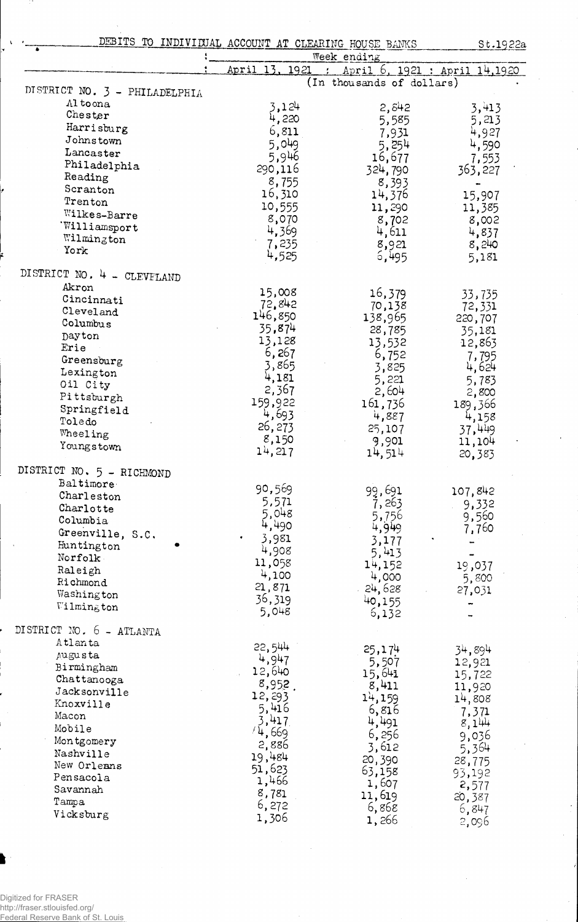DEBITS TO INDIVIDUAL ACCOUNT AT CLEARING HOUSE BANKS St.1922a

| | Week ending | | |
|---|---|---|---|
| | April 13, 1921 | April 6, 1921 | April 14, 1920 |
| | (In thousands of dollars) | | |
| **DISTRICT NO. 3 - PHILADELPHIA** | | | |
| Altoona | 3,124 | 2,842 | 3,413 |
| Chester | 4,220 | 5,585 | 5,213 |
| Harrisburg | 6,811 | 7,931 | 4,927 |
| Johnstown | 5,049 | 5,254 | 4,590 |
| Lancaster | 5,946 | 16,677 | 7,553 |
| Philadelphia | 290,116 | 324,790 | 363,227 |
| Reading | 8,755 | 8,393 | - |
| Scranton | 16,310 | 14,376 | 15,907 |
| Trenton | 10,555 | 11,290 | 11,385 |
| Wilkes-Barre | 8,070 | 8,702 | 8,002 |
| Williamsport | 4,369 | 4,611 | 4,837 |
| Wilmington | 7,235 | 8,921 | 8,240 |
| York | 4,525 | 6,495 | 5,181 |
| **DISTRICT NO. 4 - CLEVELAND** | | | |
| Akron | 15,008 | 16,379 | 33,735 |
| Cincinnati | 72,842 | 70,138 | 72,331 |
| Cleveland | 146,850 | 138,965 | 220,707 |
| Columbus | 35,874 | 28,785 | 35,181 |
| Dayton | 13,128 | 13,532 | 12,863 |
| Erie | 6,267 | 6,752 | 7,795 |
| Greensburg | 3,865 | 3,825 | 4,624 |
| Lexington | 4,181 | 5,221 | 5,783 |
| Oil City | 2,367 | 2,604 | 2,800 |
| Pittsburgh | 159,922 | 161,736 | 189,366 |
| Springfield | 4,693 | 4,887 | 4,158 |
| Toledo | 26,273 | 25,107 | 37,449 |
| Wheeling | 8,150 | 9,901 | 11,104 |
| Youngstown | 14,217 | 14,514 | 20,383 |
| **DISTRICT NO. 5 - RICHMOND** | | | |
| Baltimore | 90,569 | 99,691 | 107,842 |
| Charleston | 5,571 | 7,263 | 9,332 |
| Charlotte | 5,048 | 5,756 | 9,560 |
| Columbia | 4,490 | 4,949 | 7,760 |
| Greenville, S.C. | 3,981 | 3,177 | - |
| Huntington | 4,908 | 5,413 | - |
| Norfolk | 11,058 | 14,152 | 19,037 |
| Raleigh | 4,100 | 4,000 | 5,800 |
| Richmond | 21,871 | 24,628 | 27,031 |
| Washington | 36,319 | 40,155 | - |
| Wilmington | 5,048 | 6,132 | - |
| **DISTRICT NO. 6 - ATLANTA** | | | |
| Atlanta | 22,544 | 25,174 | 34,894 |
| Augusta | 4,947 | 5,507 | 12,921 |
| Birmingham | 12,640 | 15,641 | 15,722 |
| Chattanooga | 8,952 | 8,411 | 11,920 |
| Jacksonville | 12,293 | 14,159 | 14,808 |
| Knoxville | 5,416 | 6,816 | 7,371 |
| Macon | 3,417 | 4,491 | 8,144 |
| Mobile | 4,669 | 6,256 | 9,036 |
| Montgomery | 2,886 | 3,612 | 5,364 |
| Nashville | 19,484 | 20,390 | 28,775 |
| New Orleans | 51,623 | 63,158 | 93,192 |
| Pensacola | 1,466 | 1,607 | 2,577 |
| Savannah | 8,781 | 11,619 | 20,387 |
| Tampa | 6,272 | 6,868 | 6,847 |
| Vicksburg | 1,306 | 1,266 | 2,096 |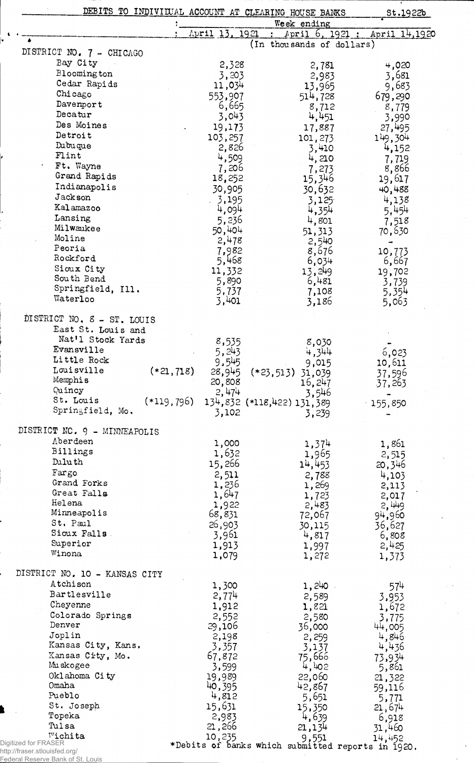DEBITS TO INDIVIDUAL ACCOUNT AT CLEARING HOUSE BANKS St.1922b

| | Week ending April 13, 1921 | April 6, 1921 | April 14, 1920 |
|---|---|---|---|
| | (In thousands of dollars) | | |
| **DISTRICT NO. 7 - CHICAGO** | | | |
| Bay City | 2,328 | 2,781 | 4,020 |
| Bloomington | 3,203 | 2,983 | 3,681 |
| Cedar Rapids | 11,034 | 13,965 | 9,683 |
| Chicago | 553,907 | 514,728 | 679,290 |
| Davenport | 6,665 | 8,712 | 8,779 |
| Decatur | 3,043 | 4,451 | 3,990 |
| Des Moines | 19,173 | 17,887 | 27,495 |
| Detroit | 103,257 | 101,273 | 149,304 |
| Dubuque | 2,826 | 3,410 | 4,152 |
| Flint | 4,509 | 4,210 | 7,719 |
| Ft. Wayne | 7,206 | 7,273 | 8,866 |
| Grand Rapids | 18,252 | 15,346 | 19,617 |
| Indianapolis | 30,905 | 30,632 | 40,488 |
| Jackson | 3,195 | 3,125 | 4,138 |
| Kalamazoo | 4,094 | 4,354 | 5,454 |
| Lansing | 5,236 | 4,801 | 7,518 |
| Milwaukee | 50,404 | 51,313 | 70,630 |
| Moline | 2,478 | 2,540 | - |
| Peoria | 7,982 | 8,676 | 10,773 |
| Rockford | 5,468 | 6,034 | 6,667 |
| Sioux City | 11,332 | 13,249 | 19,702 |
| South Bend | 5,890 | 6,481 | 3,739 |
| Springfield, Ill. | 5,737 | 7,108 | 5,354 |
| Waterloo | 3,401 | 3,186 | 5,063 |
| **DISTRICT NO. 8 - ST. LOUIS** | | | |
| East St. Louis and Nat'l Stock Yards | 8,535 | 8,030 | - |
| Evansville | 5,243 | 4,344 | 6,023 |
| Little Rock | 9,545 | 9,015 | 10,611 |
| Louisville (*21,718) | 28,945 | (*23,513) 31,039 | 37,596 |
| Memphis | 20,808 | 16,247 | 37,263 |
| Quincy | 2,474 | 3,546 | - |
| St. Louis (*119,796) | 134,832 | (*118,422) 131,389 | 155,850 |
| Springfield, Mo. | 3,102 | 3,239 | - |
| **DISTRICT NO. 9 - MINNEAPOLIS** | | | |
| Aberdeen | 1,000 | 1,374 | 1,861 |
| Billings | 1,632 | 1,965 | 2,515 |
| Duluth | 15,266 | 14,453 | 20,346 |
| Fargo | 2,511 | 2,788 | 4,103 |
| Grand Forks | 1,236 | 1,269 | 2,113 |
| Great Falls | 1,647 | 1,723 | 2,017 |
| Helena | 1,922 | 2,483 | 2,449 |
| Minneapolis | 68,831 | 72,067 | 94,960 |
| St. Paul | 26,903 | 30,115 | 36,627 |
| Sioux Falls | 3,961 | 4,817 | 6,808 |
| Superior | 1,913 | 1,997 | 2,425 |
| Winona | 1,079 | 1,272 | 1,373 |
| **DISTRICT NO. 10 - KANSAS CITY** | | | |
| Atchison | 1,300 | 1,240 | 574 |
| Bartlesville | 2,774 | 2,589 | 3,953 |
| Cheyenne | 1,912 | 1,821 | 1,672 |
| Colorado Springs | 2,552 | 2,580 | 3,775 |
| Denver | 29,106 | 36,000 | 44,005 |
| Joplin | 2,198 | 2,259 | 4,846 |
| Kansas City, Kans. | 3,357 | 3,137 | 4,436 |
| Kansas City, Mo. | 67,872 | 75,666 | 73,934 |
| Muskogee | 3,599 | 4,402 | 5,861 |
| Oklahoma City | 19,989 | 22,060 | 21,322 |
| Omaha | 40,395 | 42,867 | 59,116 |
| Pueblo | 4,812 | 5,651 | 5,771 |
| St. Joseph | 15,631 | 15,350 | 21,674 |
| Topeka | 2,983 | 4,639 | 6,918 |
| Tulsa | 21,266 | 21,134 | 31,460 |
| Wichita | 10,235 | 9,551 | 14,452 |

*Debits of banks which submitted reports in 1920.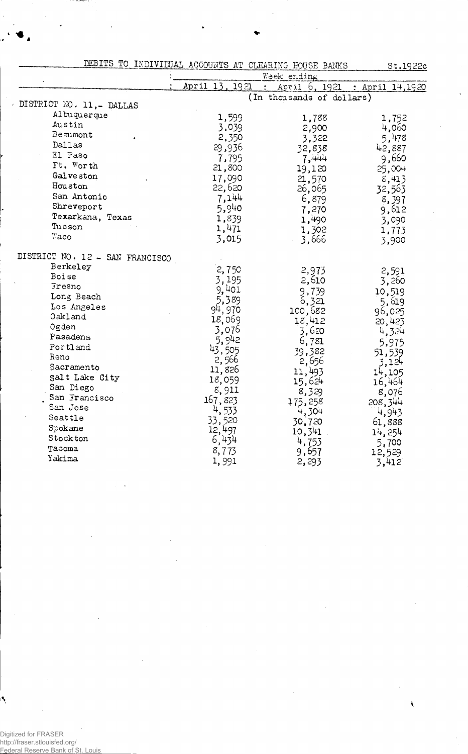## DEBITS TO INDIVIDUAL ACCOUNTS AT CLEARING HOUSE BANKS

St.1922c

| | Week ending | | |
|---|---|---|---|
| | April 13, 1921 | April 6, 1921 | April 14, 1920 |
| | (In thousands of dollars) | | |
| DISTRICT NO. 11,- DALLAS | | | |
| Albuquerque | 1,599 | 1,788 | 1,752 |
| Austin | 3,039 | 2,900 | 4,060 |
| Beaumont | 2,350 | 3,322 | 5,478 |
| Dallas | 29,936 | 32,838 | 42,887 |
| El Paso | 7,795 | 7,444 | 9,660 |
| Ft. Worth | 21,800 | 19,120 | 25,004 |
| Galveston | 17,090 | 21,570 | 8,413 |
| Houston | 22,620 | 26,065 | 32,563 |
| San Antonio | 7,144 | 6,879 | 8,397 |
| Shreveport | 5,940 | 7,270 | 9,612 |
| Texarkana, Texas | 1,839 | 1,490 | 3,090 |
| Tucson | 1,471 | 1,302 | 1,773 |
| Waco | 3,015 | 3,666 | 3,900 |
| DISTRICT NO. 12 - SAN FRANCISCO | | | |
| Berkeley | 2,750 | 2,973 | 2,591 |
| Boise | 3,195 | 2,610 | 3,260 |
| Fresno | 9,401 | 9,739 | 10,519 |
| Long Beach | 5,389 | 6,321 | 5,619 |
| Los Angeles | 94,970 | 100,682 | 96,025 |
| Oakland | 18,069 | 18,412 | 20,423 |
| Ogden | 3,076 | 3,620 | 4,324 |
| Pasadena | 5,942 | 6,781 | 5,975 |
| Portland | 43,505 | 39,382 | 51,539 |
| Reno | 2,566 | 2,656 | 3,124 |
| Sacramento | 11,826 | 11,493 | 14,105 |
| Salt Lake City | 18,059 | 15,624 | 16,464 |
| San Diego | 8,911 | 8,329 | 8,076 |
| San Francisco | 167,823 | 175,258 | 208,344 |
| San Jose | 4,533 | 4,304 | 4,943 |
| Seattle | 33,520 | 30,720 | 61,888 |
| Spokane | 12,497 | 10,341 | 14,254 |
| Stockton | 6,434 | 4,753 | 5,700 |
| Tacoma | 8,773 | 9,657 | 12,529 |
| Yakima | 1,991 | 2,293 | 3,412 |